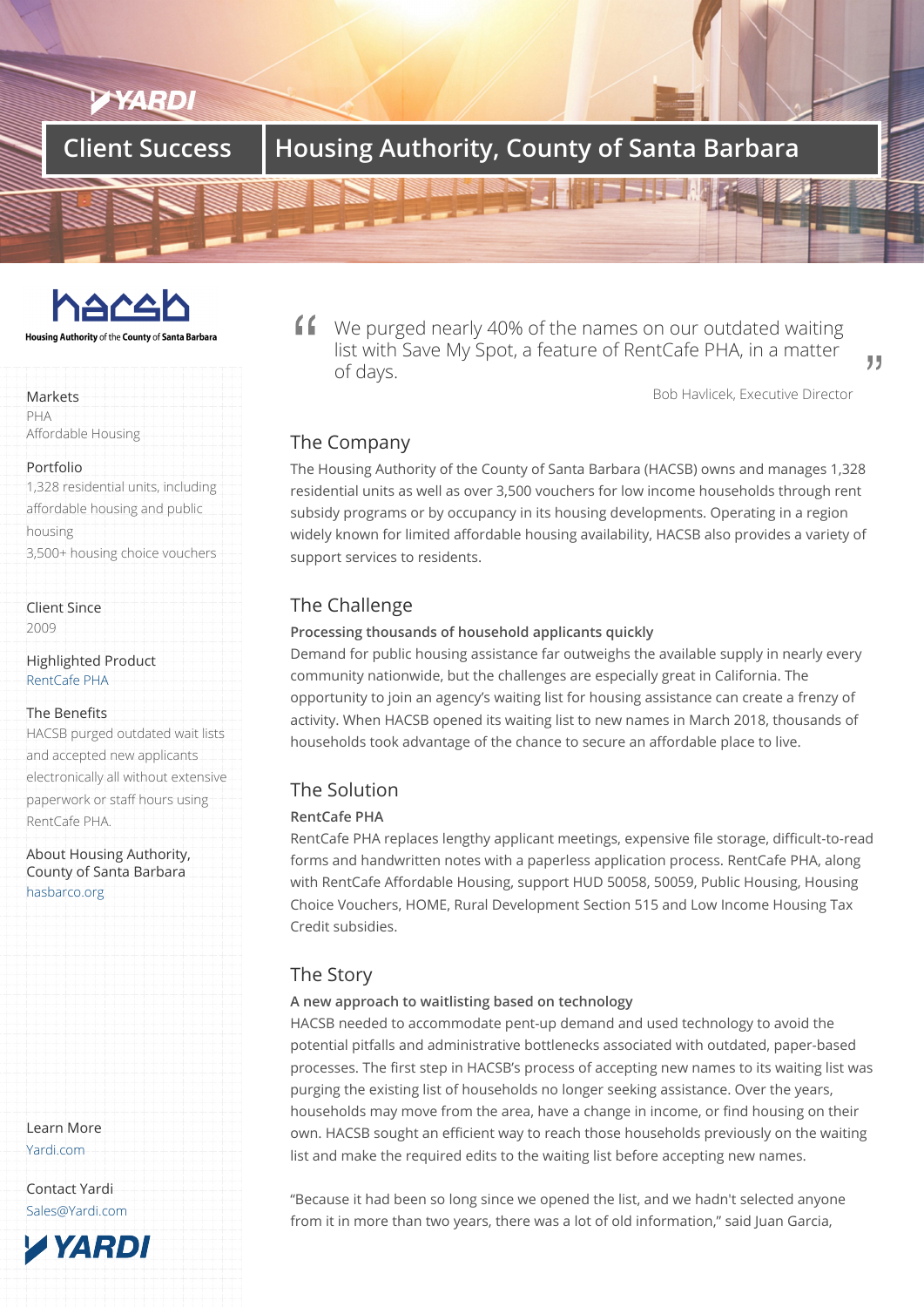# Client Success | Housing Authority, County of Santa Barbara

Housing Authority of the County of Santa Barbara

**Markets**
PHA
Affordable Housing

**Portfolio**
1,328 residential units, including affordable housing and public housing
3,500+ housing choice vouchers

**Client Since**
2009

**Highlighted Product**
RentCafe PHA

**The Benefits**
HACSB purged outdated wait lists and accepted new applicants electronically all without extensive paperwork or staff hours using RentCafe PHA.

**About Housing Authority, County of Santa Barbara**
hasbarco.org

**Learn More**
Yardi.com

**Contact Yardi**
Sales@Yardi.com

> "We purged nearly 40% of the names on our outdated waiting list with Save My Spot, a feature of RentCafe PHA, in a matter of days."
>
> Bob Havlicek, Executive Director

## The Company

The Housing Authority of the County of Santa Barbara (HACSB) owns and manages 1,328 residential units as well as over 3,500 vouchers for low income households through rent subsidy programs or by occupancy in its housing developments. Operating in a region widely known for limited affordable housing availability, HACSB also provides a variety of support services to residents.

## The Challenge

**Processing thousands of household applicants quickly**

Demand for public housing assistance far outweighs the available supply in nearly every community nationwide, but the challenges are especially great in California. The opportunity to join an agency's waiting list for housing assistance can create a frenzy of activity. When HACSB opened its waiting list to new names in March 2018, thousands of households took advantage of the chance to secure an affordable place to live.

## The Solution

**RentCafe PHA**

RentCafe PHA replaces lengthy applicant meetings, expensive file storage, difficult-to-read forms and handwritten notes with a paperless application process. RentCafe PHA, along with RentCafe Affordable Housing, support HUD 50058, 50059, Public Housing, Housing Choice Vouchers, HOME, Rural Development Section 515 and Low Income Housing Tax Credit subsidies.

## The Story

**A new approach to waitlisting based on technology**

HACSB needed to accommodate pent-up demand and used technology to avoid the potential pitfalls and administrative bottlenecks associated with outdated, paper-based processes. The first step in HACSB's process of accepting new names to its waiting list was purging the existing list of households no longer seeking assistance. Over the years, households may move from the area, have a change in income, or find housing on their own. HACSB sought an efficient way to reach those households previously on the waiting list and make the required edits to the waiting list before accepting new names.

"Because it had been so long since we opened the list, and we hadn't selected anyone from it in more than two years, there was a lot of old information," said Juan Garcia,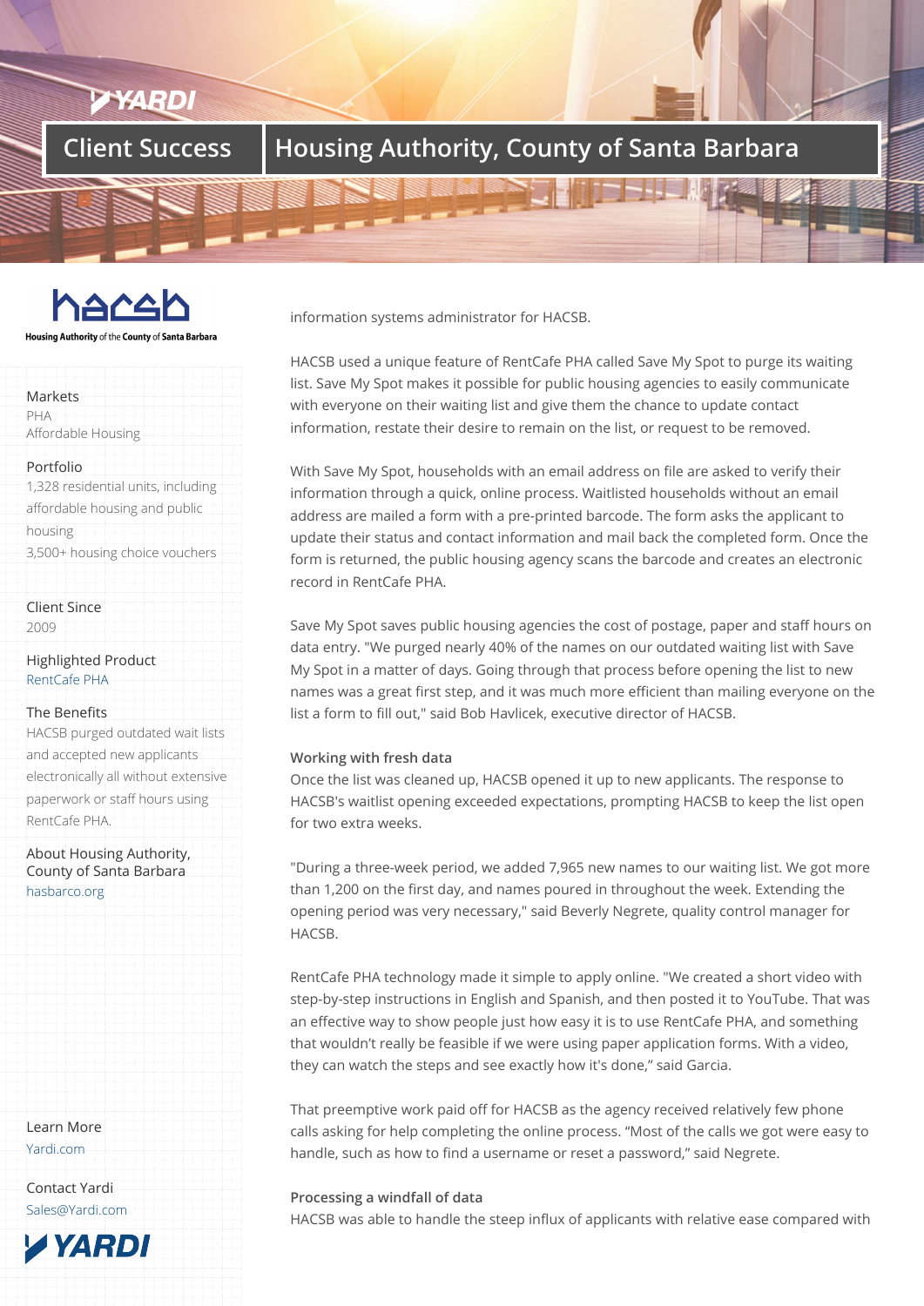# Client Success | Housing Authority, County of Santa Barbara

Housing Authority of the County of Santa Barbara

**Markets**
PHA
Affordable Housing

**Portfolio**
1,328 residential units, including affordable housing and public housing
3,500+ housing choice vouchers

**Client Since**
2009

**Highlighted Product**
RentCafe PHA

**The Benefits**
HACSB purged outdated wait lists and accepted new applicants electronically all without extensive paperwork or staff hours using RentCafe PHA.

**About Housing Authority, County of Santa Barbara**
hasbarco.org

**Learn More**
Yardi.com

**Contact Yardi**
Sales@Yardi.com

information systems administrator for HACSB.

HACSB used a unique feature of RentCafe PHA called Save My Spot to purge its waiting list. Save My Spot makes it possible for public housing agencies to easily communicate with everyone on their waiting list and give them the chance to update contact information, restate their desire to remain on the list, or request to be removed.

With Save My Spot, households with an email address on file are asked to verify their information through a quick, online process. Waitlisted households without an email address are mailed a form with a pre-printed barcode. The form asks the applicant to update their status and contact information and mail back the completed form. Once the form is returned, the public housing agency scans the barcode and creates an electronic record in RentCafe PHA.

Save My Spot saves public housing agencies the cost of postage, paper and staff hours on data entry. "We purged nearly 40% of the names on our outdated waiting list with Save My Spot in a matter of days. Going through that process before opening the list to new names was a great first step, and it was much more efficient than mailing everyone on the list a form to fill out," said Bob Havlicek, executive director of HACSB.

### Working with fresh data

Once the list was cleaned up, HACSB opened it up to new applicants. The response to HACSB's waitlist opening exceeded expectations, prompting HACSB to keep the list open for two extra weeks.

"During a three-week period, we added 7,965 new names to our waiting list. We got more than 1,200 on the first day, and names poured in throughout the week. Extending the opening period was very necessary," said Beverly Negrete, quality control manager for HACSB.

RentCafe PHA technology made it simple to apply online. "We created a short video with step-by-step instructions in English and Spanish, and then posted it to YouTube. That was an effective way to show people just how easy it is to use RentCafe PHA, and something that wouldn't really be feasible if we were using paper application forms. With a video, they can watch the steps and see exactly how it's done," said Garcia.

That preemptive work paid off for HACSB as the agency received relatively few phone calls asking for help completing the online process. "Most of the calls we got were easy to handle, such as how to find a username or reset a password," said Negrete.

### Processing a windfall of data

HACSB was able to handle the steep influx of applicants with relative ease compared with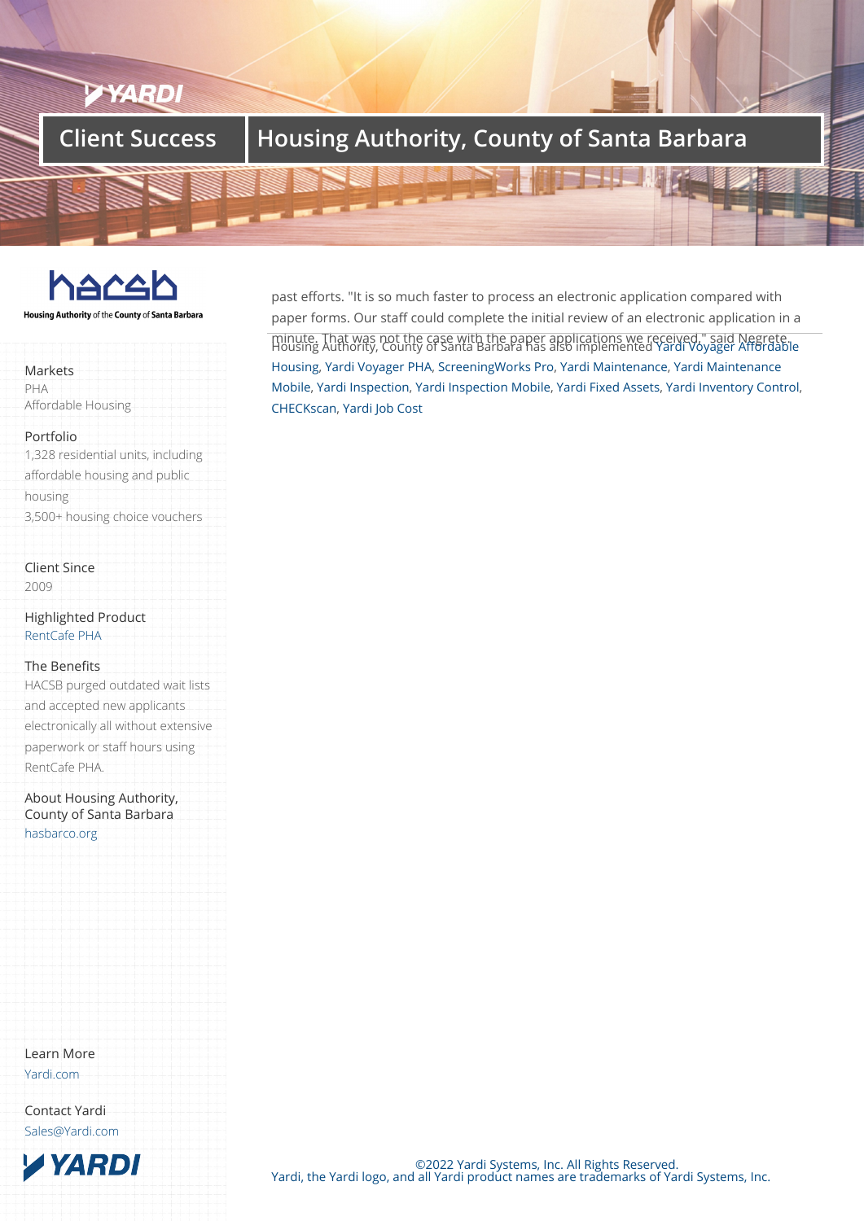# Client Success | Housing Authority, County of Santa Barbara

Housing Authority of the County of Santa Barbara

**Markets**
PHA
Affordable Housing

**Portfolio**
1,328 residential units, including affordable housing and public housing
3,500+ housing choice vouchers

**Client Since**
2009

**Highlighted Product**
RentCafe PHA

**The Benefits**
HACSB purged outdated wait lists and accepted new applicants electronically all without extensive paperwork or staff hours using RentCafe PHA.

**About Housing Authority, County of Santa Barbara**
hasbarco.org

**Learn More**
Yardi.com

**Contact Yardi**
Sales@Yardi.com

past efforts. "It is so much faster to process an electronic application compared with paper forms. Our staff could complete the initial review of an electronic application in a minute. That was not the case with the paper applications we received," said Negrete.

Housing Authority, County of Santa Barbara has also implemented Yardi Voyager Affordable Housing, Yardi Voyager PHA, ScreeningWorks Pro, Yardi Maintenance, Yardi Maintenance Mobile, Yardi Inspection, Yardi Inspection Mobile, Yardi Fixed Assets, Yardi Inventory Control, CHECKscan, Yardi Job Cost

©2022 Yardi Systems, Inc. All Rights Reserved.
Yardi, the Yardi logo, and all Yardi product names are trademarks of Yardi Systems, Inc.